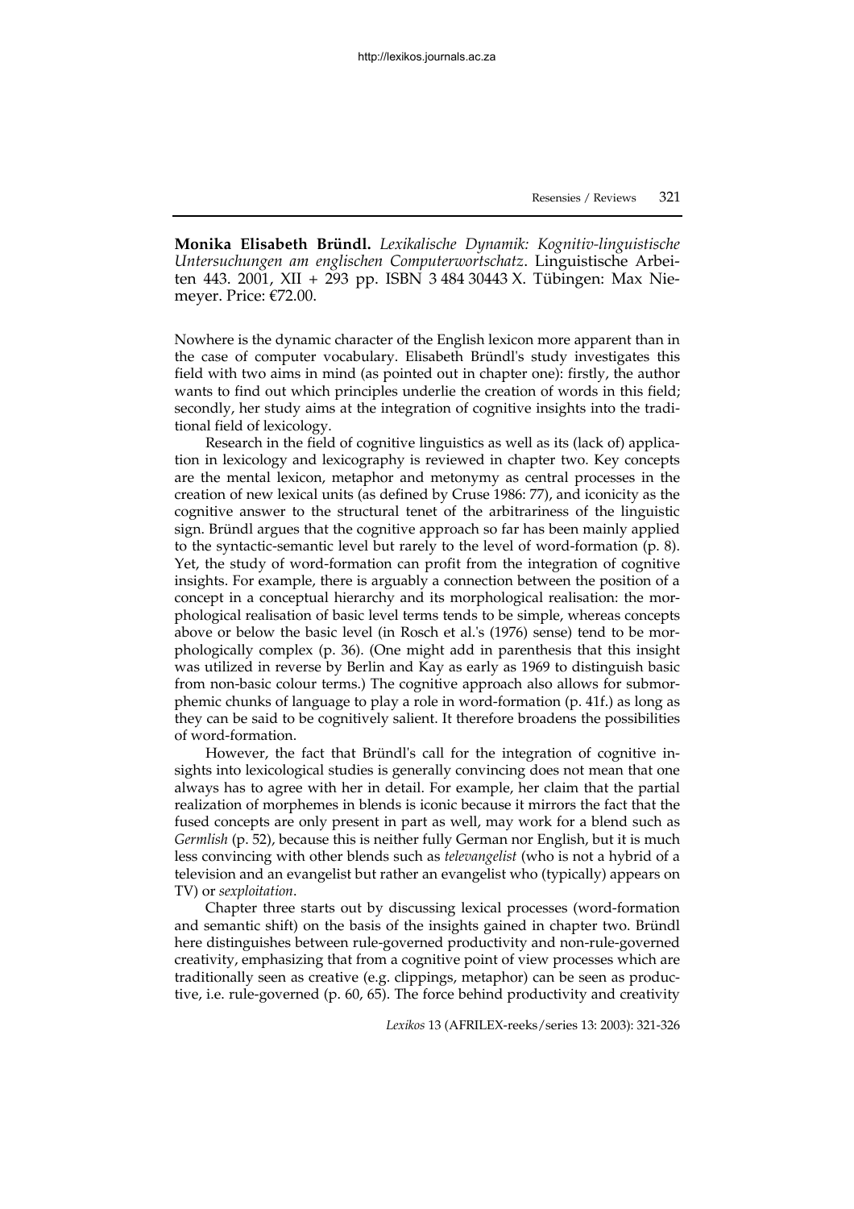**Monika Elisabeth Bründl.** *Lexikalische Dynamik: Kognitiv-linguistische Untersuchungen am englischen Computerwortschatz*. Linguistische Arbeiten 443. 2001, XII + 293 pp. ISBN 3 484 30443 X. Tübingen: Max Niemeyer. Price: €72.00.

Nowhere is the dynamic character of the English lexicon more apparent than in the case of computer vocabulary. Elisabeth Bründl's study investigates this field with two aims in mind (as pointed out in chapter one): firstly, the author wants to find out which principles underlie the creation of words in this field; secondly, her study aims at the integration of cognitive insights into the traditional field of lexicology.

Research in the field of cognitive linguistics as well as its (lack of) application in lexicology and lexicography is reviewed in chapter two. Key concepts are the mental lexicon, metaphor and metonymy as central processes in the creation of new lexical units (as defined by Cruse 1986: 77), and iconicity as the cognitive answer to the structural tenet of the arbitrariness of the linguistic sign. Bründl argues that the cognitive approach so far has been mainly applied to the syntactic-semantic level but rarely to the level of word-formation (p. 8). Yet, the study of word-formation can profit from the integration of cognitive insights. For example, there is arguably a connection between the position of a concept in a conceptual hierarchy and its morphological realisation: the morphological realisation of basic level terms tends to be simple, whereas concepts above or below the basic level (in Rosch et al.'s (1976) sense) tend to be morphologically complex (p. 36). (One might add in parenthesis that this insight was utilized in reverse by Berlin and Kay as early as 1969 to distinguish basic from non-basic colour terms.) The cognitive approach also allows for submorphemic chunks of language to play a role in word-formation (p. 41f.) as long as they can be said to be cognitively salient. It therefore broadens the possibilities of word-formation.

However, the fact that Bründl's call for the integration of cognitive insights into lexicological studies is generally convincing does not mean that one always has to agree with her in detail. For example, her claim that the partial realization of morphemes in blends is iconic because it mirrors the fact that the fused concepts are only present in part as well, may work for a blend such as *Germlish* (p. 52), because this is neither fully German nor English, but it is much less convincing with other blends such as *televangelist* (who is not a hybrid of a television and an evangelist but rather an evangelist who (typically) appears on TV) or *sexploitation*.

Chapter three starts out by discussing lexical processes (word-formation and semantic shift) on the basis of the insights gained in chapter two. Bründl here distinguishes between rule-governed productivity and non-rule-governed creativity, emphasizing that from a cognitive point of view processes which are traditionally seen as creative (e.g. clippings, metaphor) can be seen as productive, i.e. rule-governed (p. 60, 65). The force behind productivity and creativity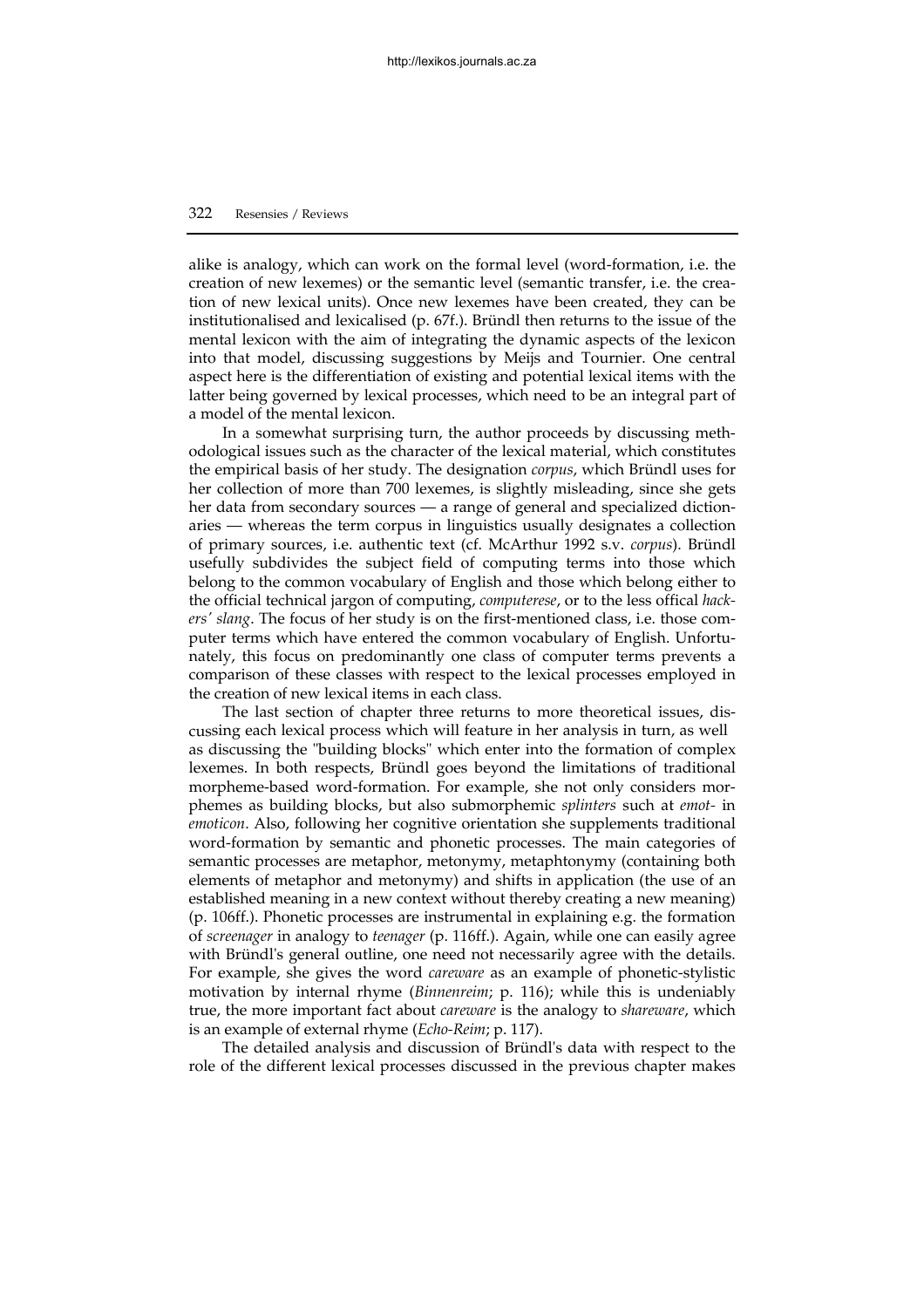alike is analogy, which can work on the formal level (word-formation, i.e. the creation of new lexemes) or the semantic level (semantic transfer, i.e. the creation of new lexical units). Once new lexemes have been created, they can be institutionalised and lexicalised (p. 67f.). Bründl then returns to the issue of the mental lexicon with the aim of integrating the dynamic aspects of the lexicon into that model, discussing suggestions by Meijs and Tournier. One central aspect here is the differentiation of existing and potential lexical items with the latter being governed by lexical processes, which need to be an integral part of a model of the mental lexicon.

In a somewhat surprising turn, the author proceeds by discussing methodological issues such as the character of the lexical material, which constitutes the empirical basis of her study. The designation *corpus*, which Bründl uses for her collection of more than 700 lexemes, is slightly misleading, since she gets her data from secondary sources — a range of general and specialized dictionaries — whereas the term corpus in linguistics usually designates a collection of primary sources, i.e. authentic text (cf. McArthur 1992 s.v. *corpus*). Bründl usefully subdivides the subject field of computing terms into those which belong to the common vocabulary of English and those which belong either to the official technical jargon of computing, *computerese*, or to the less offical *hackers' slang*. The focus of her study is on the first-mentioned class, i.e. those computer terms which have entered the common vocabulary of English. Unfortunately, this focus on predominantly one class of computer terms prevents a comparison of these classes with respect to the lexical processes employed in the creation of new lexical items in each class.

The last section of chapter three returns to more theoretical issues, discussing each lexical process which will feature in her analysis in turn, as well as discussing the "building blocks" which enter into the formation of complex lexemes. In both respects, Bründl goes beyond the limitations of traditional morpheme-based word-formation. For example, she not only considers morphemes as building blocks, but also submorphemic *splinters* such at *emot-* in *emoticon*. Also, following her cognitive orientation she supplements traditional word-formation by semantic and phonetic processes. The main categories of semantic processes are metaphor, metonymy, metaphtonymy (containing both elements of metaphor and metonymy) and shifts in application (the use of an established meaning in a new context without thereby creating a new meaning) (p. 106ff.). Phonetic processes are instrumental in explaining e.g. the formation of *screenager* in analogy to *teenager* (p. 116ff.). Again, while one can easily agree with Bründl's general outline, one need not necessarily agree with the details. For example, she gives the word *careware* as an example of phonetic-stylistic motivation by internal rhyme (*Binnenreim*; p. 116); while this is undeniably true, the more important fact about *careware* is the analogy to *shareware*, which is an example of external rhyme (*Echo-Reim*; p. 117).

The detailed analysis and discussion of Bründl's data with respect to the role of the different lexical processes discussed in the previous chapter makes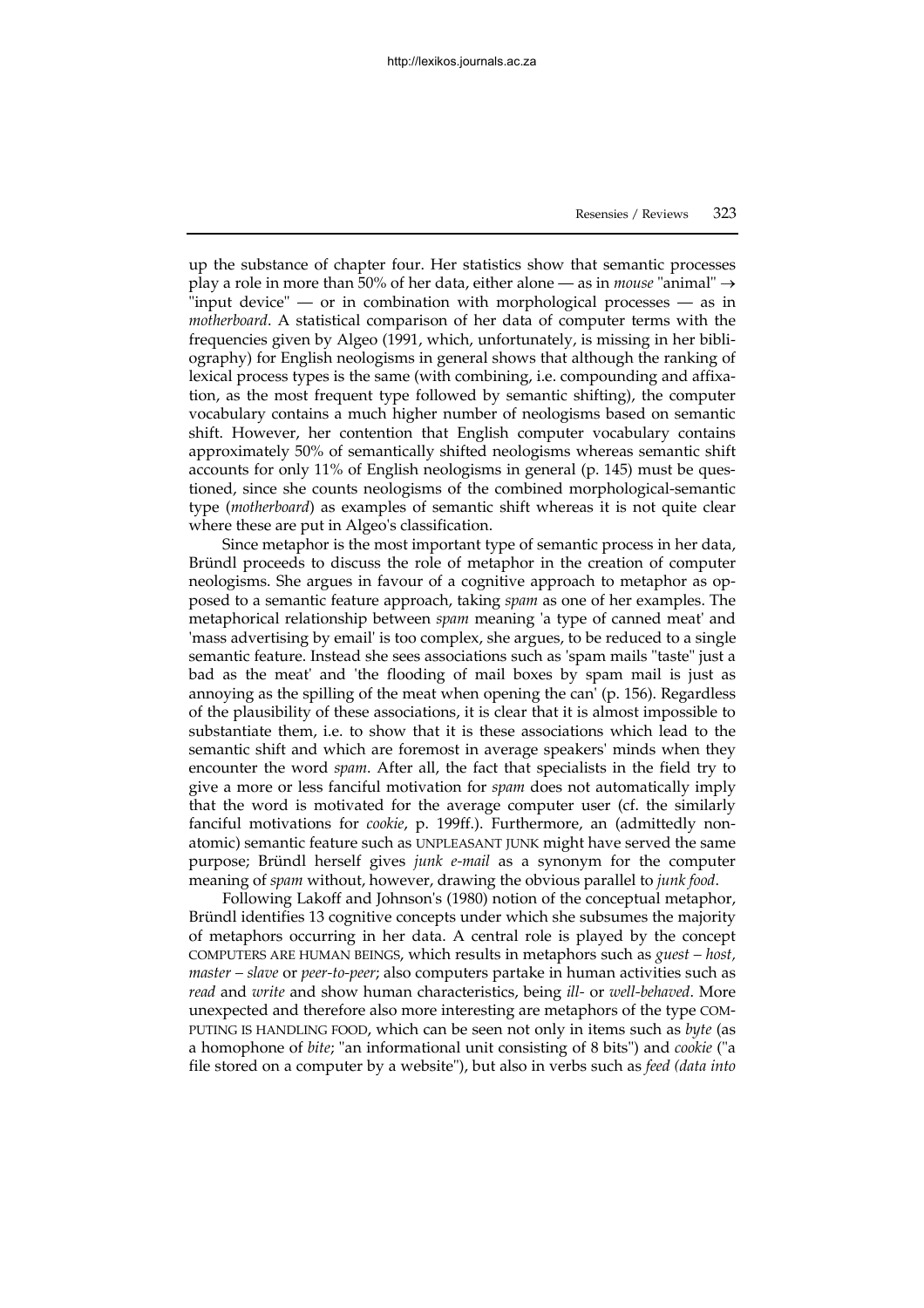up the substance of chapter four. Her statistics show that semantic processes play a role in more than 50% of her data, either alone — as in *mouse* "animal" → "input device" — or in combination with morphological processes — as in *motherboard*. A statistical comparison of her data of computer terms with the frequencies given by Algeo (1991, which, unfortunately, is missing in her bibliography) for English neologisms in general shows that although the ranking of lexical process types is the same (with combining, i.e. compounding and affixation, as the most frequent type followed by semantic shifting), the computer vocabulary contains a much higher number of neologisms based on semantic shift. However, her contention that English computer vocabulary contains approximately 50% of semantically shifted neologisms whereas semantic shift accounts for only 11% of English neologisms in general (p. 145) must be questioned, since she counts neologisms of the combined morphological-semantic type (*motherboard*) as examples of semantic shift whereas it is not quite clear where these are put in Algeo's classification.

Since metaphor is the most important type of semantic process in her data, Bründl proceeds to discuss the role of metaphor in the creation of computer neologisms. She argues in favour of a cognitive approach to metaphor as opposed to a semantic feature approach, taking *spam* as one of her examples. The metaphorical relationship between *spam* meaning 'a type of canned meat' and 'mass advertising by email' is too complex, she argues, to be reduced to a single semantic feature. Instead she sees associations such as 'spam mails "taste" just a bad as the meat' and 'the flooding of mail boxes by spam mail is just as annoying as the spilling of the meat when opening the can' (p. 156). Regardless of the plausibility of these associations, it is clear that it is almost impossible to substantiate them, i.e. to show that it is these associations which lead to the semantic shift and which are foremost in average speakers' minds when they encounter the word *spam*. After all, the fact that specialists in the field try to give a more or less fanciful motivation for *spam* does not automatically imply that the word is motivated for the average computer user (cf. the similarly fanciful motivations for *cookie*, p. 199ff.). Furthermore, an (admittedly non-atomic) semantic feature such as UNPLEASANT JUNK might have served the same purpose; Bründl herself gives *junk e-mail* as a synonym for the computer meaning of *spam* without, however, drawing the obvious parallel to *junk food*.

Following Lakoff and Johnson's (1980) notion of the conceptual metaphor, Bründl identifies 13 cognitive concepts under which she subsumes the majority of metaphors occurring in her data. A central role is played by the concept COMPUTERS ARE HUMAN BEINGS, which results in metaphors such as *guest – host, master – slave* or *peer-to-peer*; also computers partake in human activities such as *read* and *write* and show human characteristics, being *ill-* or *well-behaved*. More unexpected and therefore also more interesting are metaphors of the type COMPUTING IS HANDLING FOOD, which can be seen not only in items such as *byte* (as a homophone of *bite*; "an informational unit consisting of 8 bits") and *cookie* ("a file stored on a computer by a website"), but also in verbs such as *feed (data into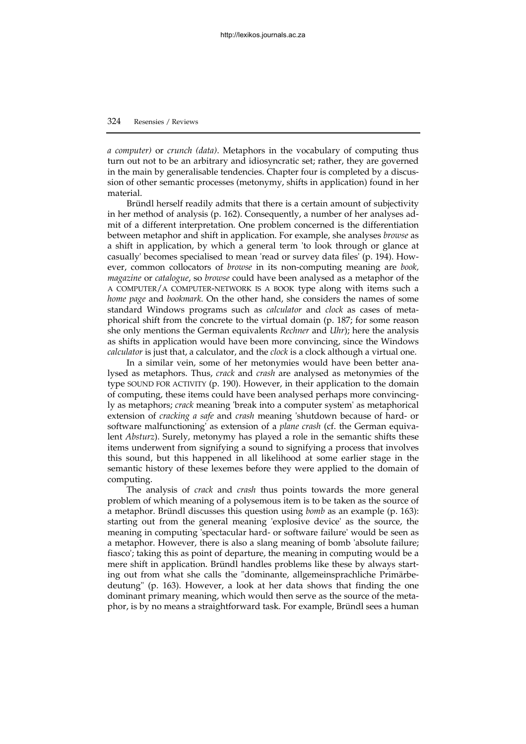*a computer)* or *crunch (data)*. Metaphors in the vocabulary of computing thus turn out not to be an arbitrary and idiosyncratic set; rather, they are governed in the main by generalisable tendencies. Chapter four is completed by a discussion of other semantic processes (metonymy, shifts in application) found in her material.

Bründl herself readily admits that there is a certain amount of subjectivity in her method of analysis (p. 162). Consequently, a number of her analyses admit of a different interpretation. One problem concerned is the differentiation between metaphor and shift in application. For example, she analyses *browse* as a shift in application, by which a general term 'to look through or glance at casually' becomes specialised to mean 'read or survey data files' (p. 194). However, common collocators of *browse* in its non-computing meaning are *book, magazine* or *catalogue*, so *browse* could have been analysed as a metaphor of the A COMPUTER/A COMPUTER-NETWORK IS A BOOK type along with items such a *home page* and *bookmark*. On the other hand, she considers the names of some standard Windows programs such as *calculator* and *clock* as cases of metaphorical shift from the concrete to the virtual domain (p. 187; for some reason she only mentions the German equivalents *Rechner* and *Uhr*); here the analysis as shifts in application would have been more convincing, since the Windows *calculator* is just that, a calculator, and the *clock* is a clock although a virtual one.

In a similar vein, some of her metonymies would have been better analysed as metaphors. Thus, *crack* and *crash* are analysed as metonymies of the type SOUND FOR ACTIVITY (p. 190). However, in their application to the domain of computing, these items could have been analysed perhaps more convincingly as metaphors; *crack* meaning 'break into a computer system' as metaphorical extension of *cracking a safe* and *crash* meaning 'shutdown because of hard- or software malfunctioning' as extension of a *plane crash* (cf. the German equivalent *Absturz*). Surely, metonymy has played a role in the semantic shifts these items underwent from signifying a sound to signifying a process that involves this sound, but this happened in all likelihood at some earlier stage in the semantic history of these lexemes before they were applied to the domain of computing.

The analysis of *crack* and *crash* thus points towards the more general problem of which meaning of a polysemous item is to be taken as the source of a metaphor. Bründl discusses this question using *bomb* as an example (p. 163): starting out from the general meaning 'explosive device' as the source, the meaning in computing 'spectacular hard- or software failure' would be seen as a metaphor. However, there is also a slang meaning of bomb 'absolute failure; fiasco'; taking this as point of departure, the meaning in computing would be a mere shift in application. Bründl handles problems like these by always starting out from what she calls the "dominante, allgemeinsprachliche Primärbedeutung" (p. 163). However, a look at her data shows that finding the one dominant primary meaning, which would then serve as the source of the metaphor, is by no means a straightforward task. For example, Bründl sees a human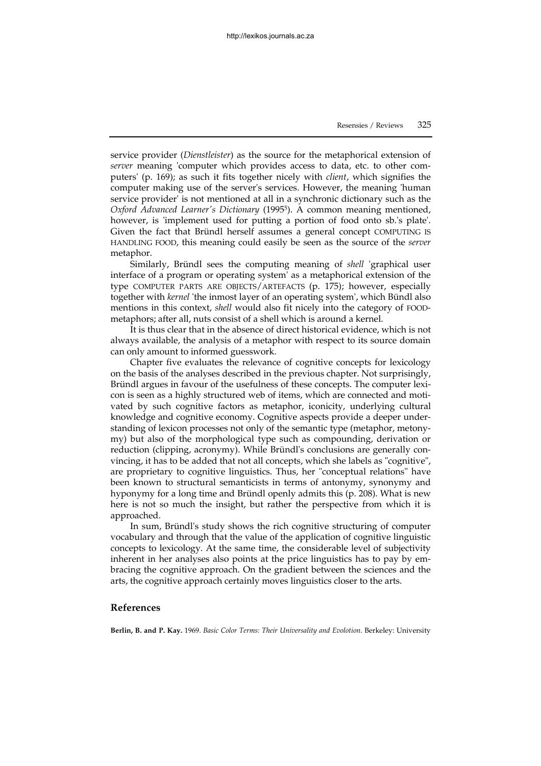service provider (*Dienstleister*) as the source for the metaphorical extension of *server* meaning 'computer which provides access to data, etc. to other computers' (p. 169); as such it fits together nicely with *client*, which signifies the computer making use of the server's services. However, the meaning 'human service provider' is not mentioned at all in a synchronic dictionary such as the *Oxford Advanced Learner's Dictionary* (1995[5]). A common meaning mentioned, however, is 'implement used for putting a portion of food onto sb.'s plate'. Given the fact that Bründl herself assumes a general concept COMPUTING IS HANDLING FOOD, this meaning could easily be seen as the source of the *server* metaphor.

Similarly, Bründl sees the computing meaning of *shell* 'graphical user interface of a program or operating system' as a metaphorical extension of the type COMPUTER PARTS ARE OBJECTS/ARTEFACTS (p. 175); however, especially together with *kernel* 'the inmost layer of an operating system', which Bündl also mentions in this context, *shell* would also fit nicely into the category of FOOD-metaphors; after all, nuts consist of a shell which is around a kernel.

It is thus clear that in the absence of direct historical evidence, which is not always available, the analysis of a metaphor with respect to its source domain can only amount to informed guesswork.

Chapter five evaluates the relevance of cognitive concepts for lexicology on the basis of the analyses described in the previous chapter. Not surprisingly, Bründl argues in favour of the usefulness of these concepts. The computer lexicon is seen as a highly structured web of items, which are connected and motivated by such cognitive factors as metaphor, iconicity, underlying cultural knowledge and cognitive economy. Cognitive aspects provide a deeper understanding of lexicon processes not only of the semantic type (metaphor, metonymy) but also of the morphological type such as compounding, derivation or reduction (clipping, acronymy). While Bründl's conclusions are generally convincing, it has to be added that not all concepts, which she labels as "cognitive", are proprietary to cognitive linguistics. Thus, her "conceptual relations" have been known to structural semanticists in terms of antonymy, synonymy and hyponymy for a long time and Bründl openly admits this (p. 208). What is new here is not so much the insight, but rather the perspective from which it is approached.

In sum, Bründl's study shows the rich cognitive structuring of computer vocabulary and through that the value of the application of cognitive linguistic concepts to lexicology. At the same time, the considerable level of subjectivity inherent in her analyses also points at the price linguistics has to pay by embracing the cognitive approach. On the gradient between the sciences and the arts, the cognitive approach certainly moves linguistics closer to the arts.

## References

**Berlin, B. and P. Kay.** 1969. *Basic Color Terms: Their Universality and Evolotion.* Berkeley: University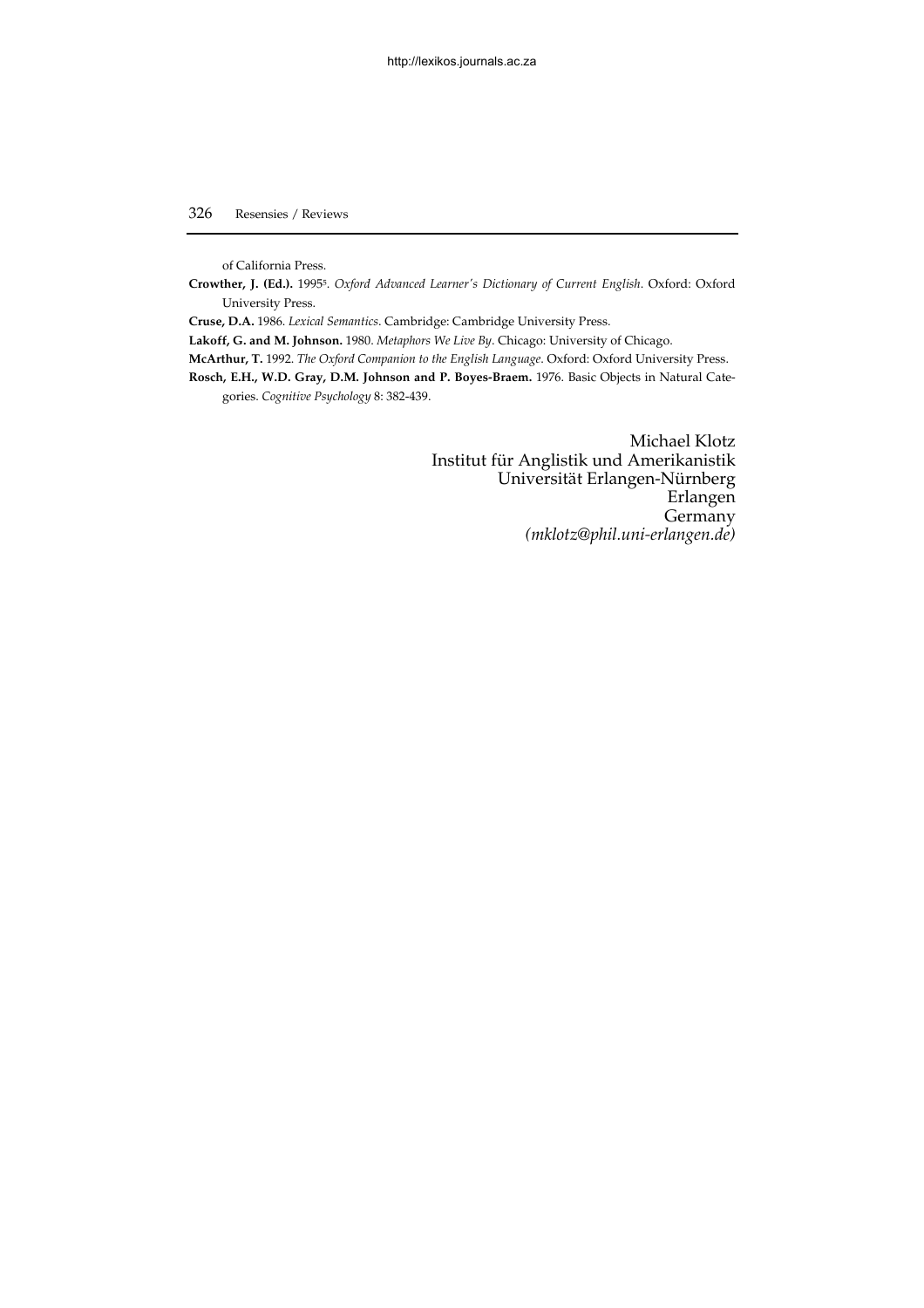of California Press.

**Crowther, J. (Ed.).** 1995[5]. *Oxford Advanced Learner's Dictionary of Current English*. Oxford: Oxford University Press.

**Cruse, D.A.** 1986. *Lexical Semantics*. Cambridge: Cambridge University Press.

**Lakoff, G. and M. Johnson.** 1980. *Metaphors We Live By*. Chicago: University of Chicago.

**McArthur, T.** 1992. *The Oxford Companion to the English Language*. Oxford: Oxford University Press.

**Rosch, E.H., W.D. Gray, D.M. Johnson and P. Boyes-Braem.** 1976. Basic Objects in Natural Categories. *Cognitive Psychology* 8: 382-439.

Michael Klotz
Institut für Anglistik und Amerikanistik
Universität Erlangen-Nürnberg
Erlangen
Germany
*(mklotz@phil.uni-erlangen.de)*